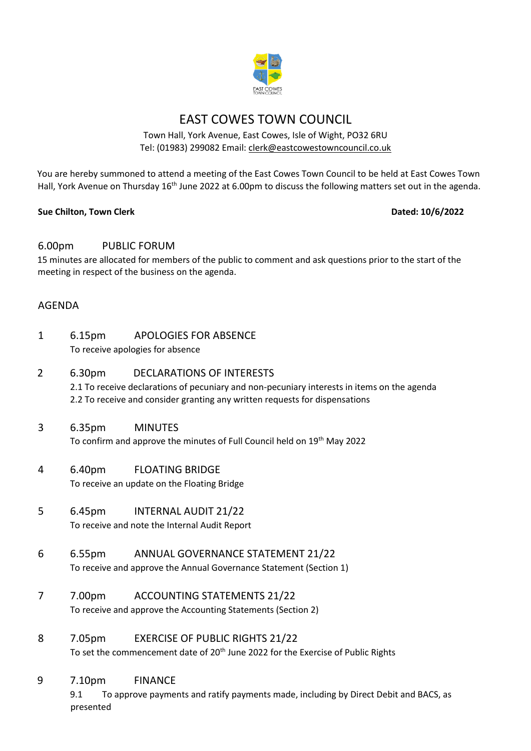# EAST COWES TOWN COUNCIL

Town Hall, York Avenue, East Cowes, Isle of Wight, PO32 6RU
Tel: (01983) 299082 Email: clerk@eastcowestowncouncil.co.uk

You are hereby summoned to attend a meeting of the East Cowes Town Council to be held at East Cowes Town Hall, York Avenue on Thursday 16th June 2022 at 6.00pm to discuss the following matters set out in the agenda.

**Sue Chilton, Town Clerk** **Dated: 10/6/2022**

## 6.00pm PUBLIC FORUM

15 minutes are allocated for members of the public to comment and ask questions prior to the start of the meeting in respect of the business on the agenda.

## AGENDA

1 6.15pm APOLOGIES FOR ABSENCE
To receive apologies for absence

2 6.30pm DECLARATIONS OF INTERESTS
2.1 To receive declarations of pecuniary and non-pecuniary interests in items on the agenda
2.2 To receive and consider granting any written requests for dispensations

3 6.35pm MINUTES
To confirm and approve the minutes of Full Council held on 19th May 2022

4 6.40pm FLOATING BRIDGE
To receive an update on the Floating Bridge

5 6.45pm INTERNAL AUDIT 21/22
To receive and note the Internal Audit Report

6 6.55pm ANNUAL GOVERNANCE STATEMENT 21/22
To receive and approve the Annual Governance Statement (Section 1)

7 7.00pm ACCOUNTING STATEMENTS 21/22
To receive and approve the Accounting Statements (Section 2)

8 7.05pm EXERCISE OF PUBLIC RIGHTS 21/22
To set the commencement date of 20th June 2022 for the Exercise of Public Rights

9 7.10pm FINANCE
9.1 To approve payments and ratify payments made, including by Direct Debit and BACS, as presented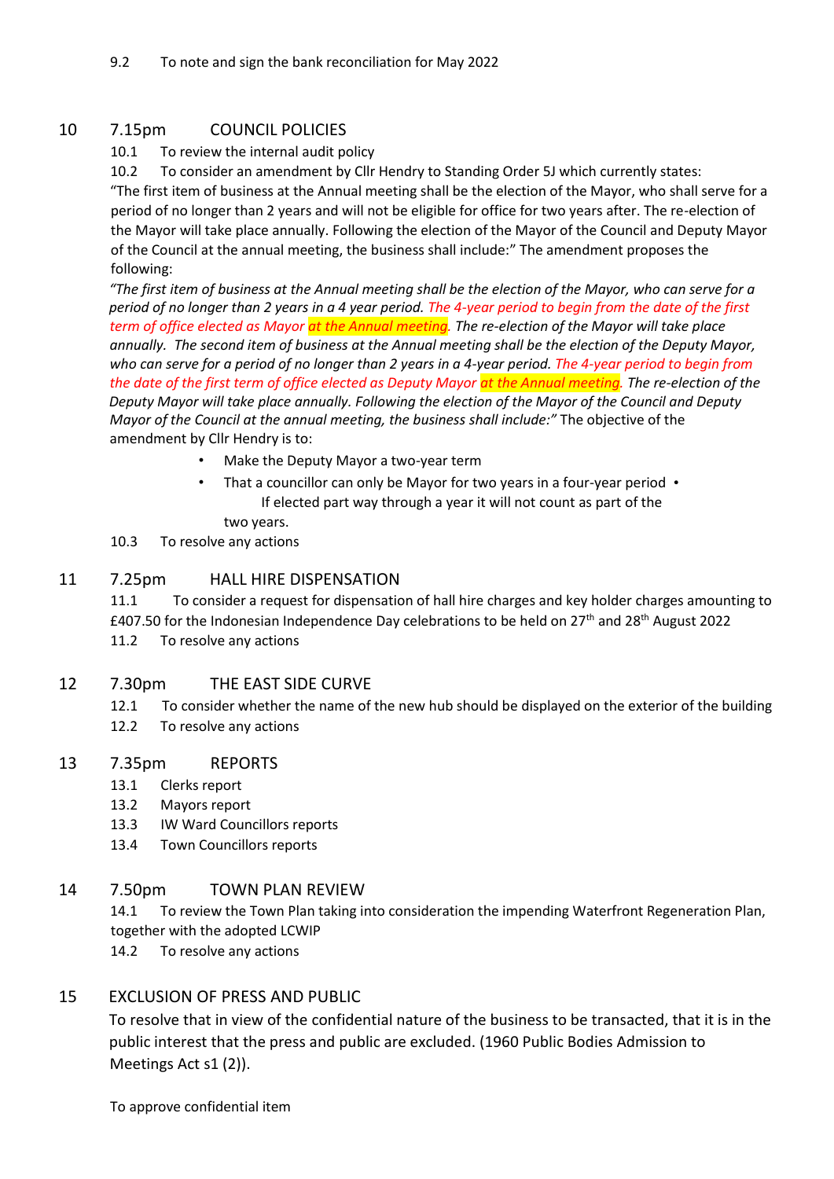9.2 To note and sign the bank reconciliation for May 2022

## 10 7.15pm COUNCIL POLICIES

10.1 To review the internal audit policy

10.2 To consider an amendment by Cllr Hendry to Standing Order 5J which currently states: "The first item of business at the Annual meeting shall be the election of the Mayor, who shall serve for a period of no longer than 2 years and will not be eligible for office for two years after. The re-election of the Mayor will take place annually. Following the election of the Mayor of the Council and Deputy Mayor of the Council at the annual meeting, the business shall include:" The amendment proposes the following:

*"The first item of business at the Annual meeting shall be the election of the Mayor, who can serve for a period of no longer than 2 years in a 4 year period. The 4-year period to begin from the date of the first term of office elected as Mayor at the Annual meeting. The re-election of the Mayor will take place annually. The second item of business at the Annual meeting shall be the election of the Deputy Mayor, who can serve for a period of no longer than 2 years in a 4-year period. The 4-year period to begin from the date of the first term of office elected as Deputy Mayor at the Annual meeting. The re-election of the Deputy Mayor will take place annually. Following the election of the Mayor of the Council and Deputy Mayor of the Council at the annual meeting, the business shall include:"* The objective of the amendment by Cllr Hendry is to:

- Make the Deputy Mayor a two-year term
- That a councillor can only be Mayor for two years in a four-year period
- If elected part way through a year it will not count as part of the two years.

10.3 To resolve any actions

## 11 7.25pm HALL HIRE DISPENSATION

11.1 To consider a request for dispensation of hall hire charges and key holder charges amounting to £407.50 for the Indonesian Independence Day celebrations to be held on 27th and 28th August 2022

11.2 To resolve any actions

## 12 7.30pm THE EAST SIDE CURVE

12.1 To consider whether the name of the new hub should be displayed on the exterior of the building

12.2 To resolve any actions

## 13 7.35pm REPORTS

13.1 Clerks report

13.2 Mayors report

13.3 IW Ward Councillors reports

13.4 Town Councillors reports

## 14 7.50pm TOWN PLAN REVIEW

14.1 To review the Town Plan taking into consideration the impending Waterfront Regeneration Plan, together with the adopted LCWIP

14.2 To resolve any actions

## 15 EXCLUSION OF PRESS AND PUBLIC

To resolve that in view of the confidential nature of the business to be transacted, that it is in the public interest that the press and public are excluded. (1960 Public Bodies Admission to Meetings Act s1 (2)).

To approve confidential item